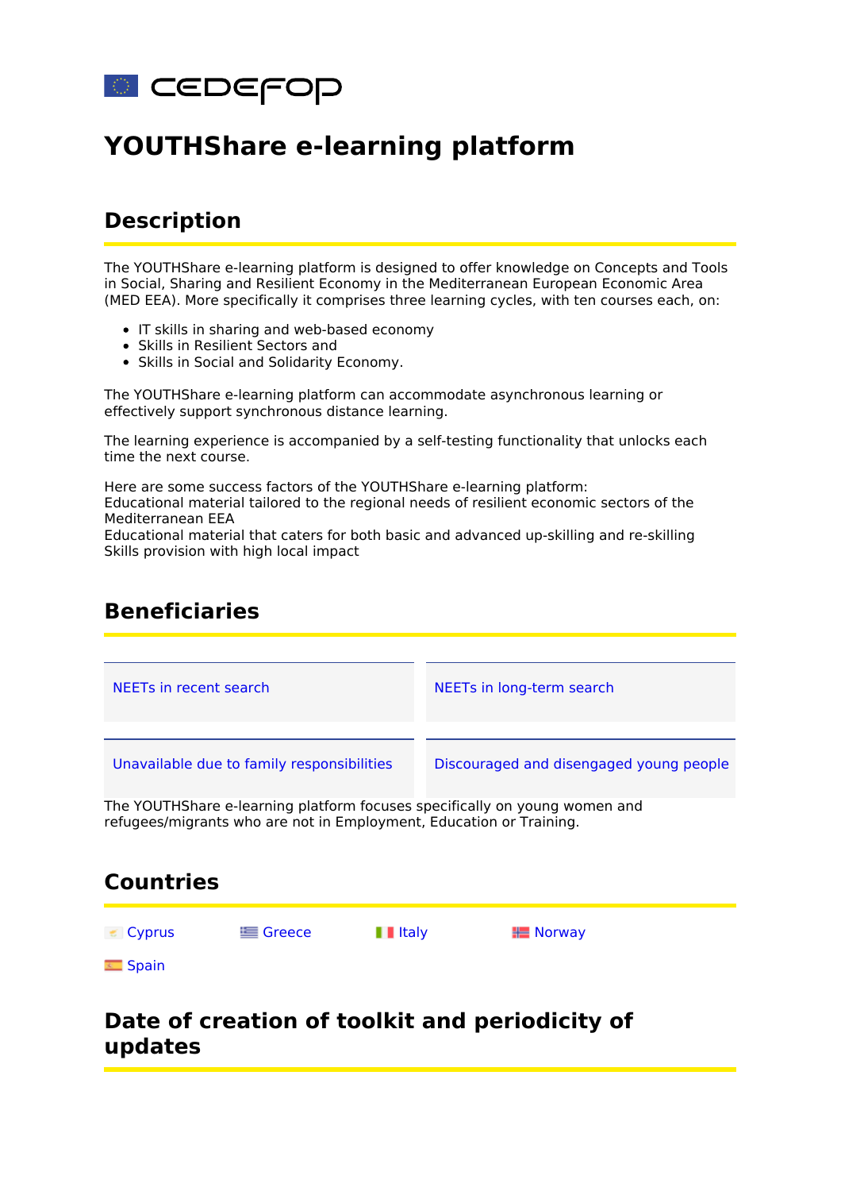# YOUTHShare e-learning platform

## Description

The YOUTHShare e-learning platform is designed to offer knowledge on Concepts and Tools in Social, Sharing and Resilient Economy in the Mediterranean European Economic Area (MED EEA). More specifically it comprises three learning cycles, with ten courses each, on:

- IT skills in sharing and web-based economy
- Skills in Resilient Sectors and
- Skills in Social and Solidarity Economy.

The YOUTHShare e-learning platform can accommodate asynchronous learning or effectively support synchronous distance learning.

The learning experience is accompanied by a self-testing functionality that unlocks each time the next course.

Here are some success factors of the YOUTHShare e-learning platform:
Educational material tailored to the regional needs of resilient economic sectors of the Mediterranean EEA
Educational material that caters for both basic and advanced up-skilling and re-skilling
Skills provision with high local impact

## Beneficiaries

- NEETs in recent search
- NEETs in long-term search
- Unavailable due to family responsibilities
- Discouraged and disengaged young people

The YOUTHShare e-learning platform focuses specifically on young women and refugees/migrants who are not in Employment, Education or Training.

## Countries

- Cyprus
- Greece
- Italy
- Norway
- Spain

## Date of creation of toolkit and periodicity of updates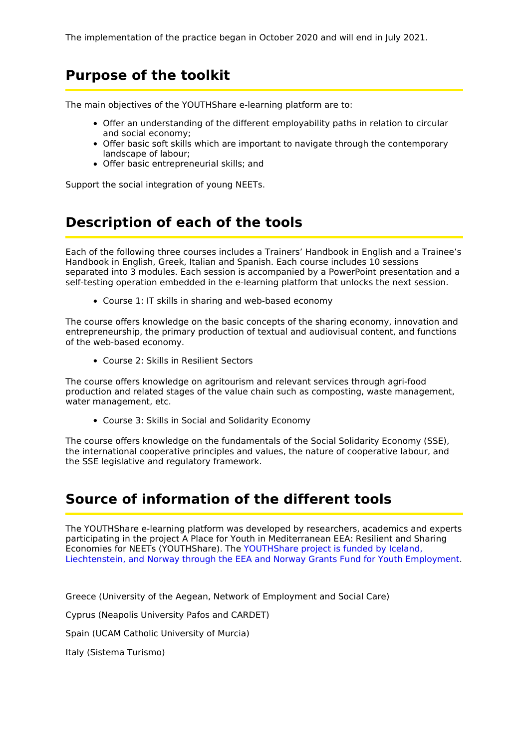The implementation of the practice began in October 2020 and will end in July 2021.

## Purpose of the toolkit

The main objectives of the YOUTHShare e-learning platform are to:

- Offer an understanding of the different employability paths in relation to circular and social economy;
- Offer basic soft skills which are important to navigate through the contemporary landscape of labour;
- Offer basic entrepreneurial skills; and

Support the social integration of young NEETs.

## Description of each of the tools

Each of the following three courses includes a Trainers' Handbook in English and a Trainee's Handbook in English, Greek, Italian and Spanish. Each course includes 10 sessions separated into 3 modules. Each session is accompanied by a PowerPoint presentation and a self-testing operation embedded in the e-learning platform that unlocks the next session.

- Course 1: IT skills in sharing and web-based economy

The course offers knowledge on the basic concepts of the sharing economy, innovation and entrepreneurship, the primary production of textual and audiovisual content, and functions of the web-based economy.

- Course 2: Skills in Resilient Sectors

The course offers knowledge on agritourism and relevant services through agri-food production and related stages of the value chain such as composting, waste management, water management, etc.

- Course 3: Skills in Social and Solidarity Economy

The course offers knowledge on the fundamentals of the Social Solidarity Economy (SSE), the international cooperative principles and values, the nature of cooperative labour, and the SSE legislative and regulatory framework.

## Source of information of the different tools

The YOUTHShare e-learning platform was developed by researchers, academics and experts participating in the project A Place for Youth in Mediterranean EEA: Resilient and Sharing Economies for NEETs (YOUTHShare). The YOUTHShare project is funded by Iceland, Liechtenstein, and Norway through the EEA and Norway Grants Fund for Youth Employment.

Greece (University of the Aegean, Network of Employment and Social Care)

Cyprus (Neapolis University Pafos and CARDET)

Spain (UCAM Catholic University of Murcia)

Italy (Sistema Turismo)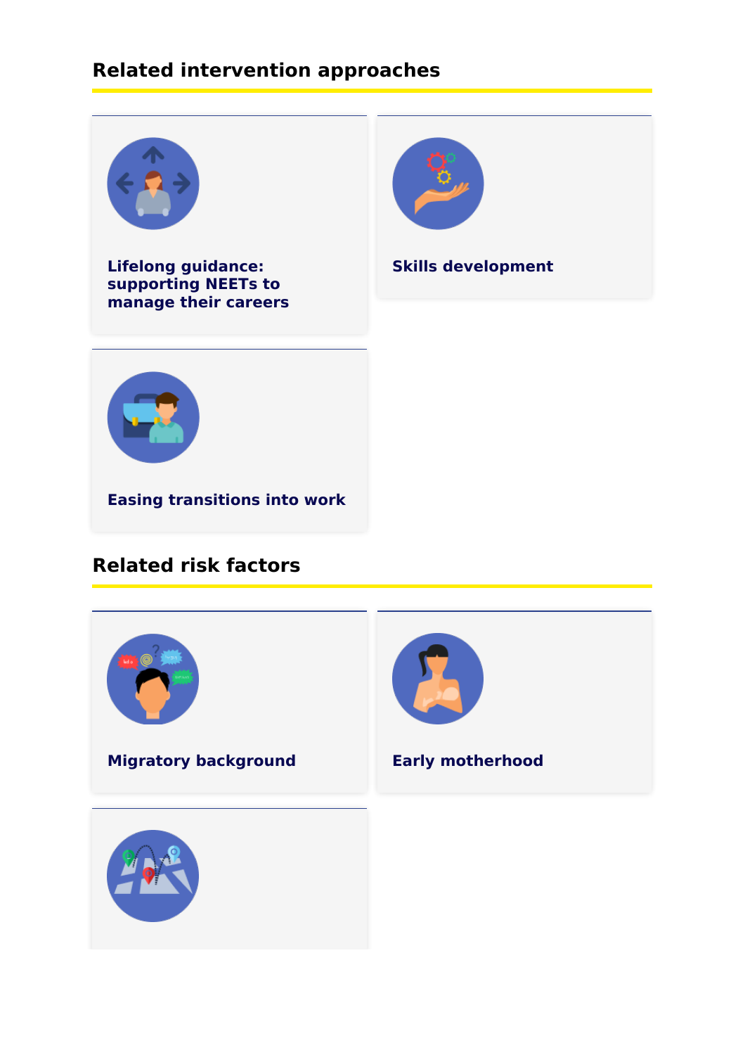## Related intervention approaches

**Lifelong guidance: supporting NEETs to manage their careers**

**Skills development**

**Easing transitions into work**

## Related risk factors

**Migratory background**

**Early motherhood**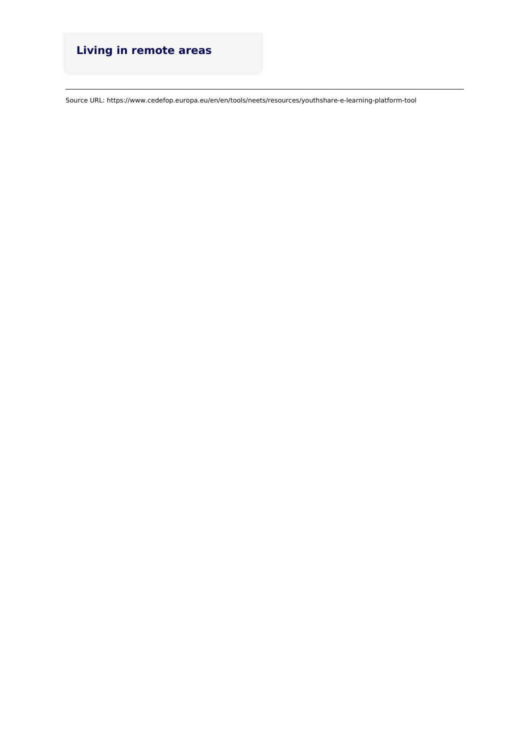**Living in remote areas**

---

Source URL: https://www.cedefop.europa.eu/en/en/tools/neets/resources/youthshare-e-learning-platform-tool